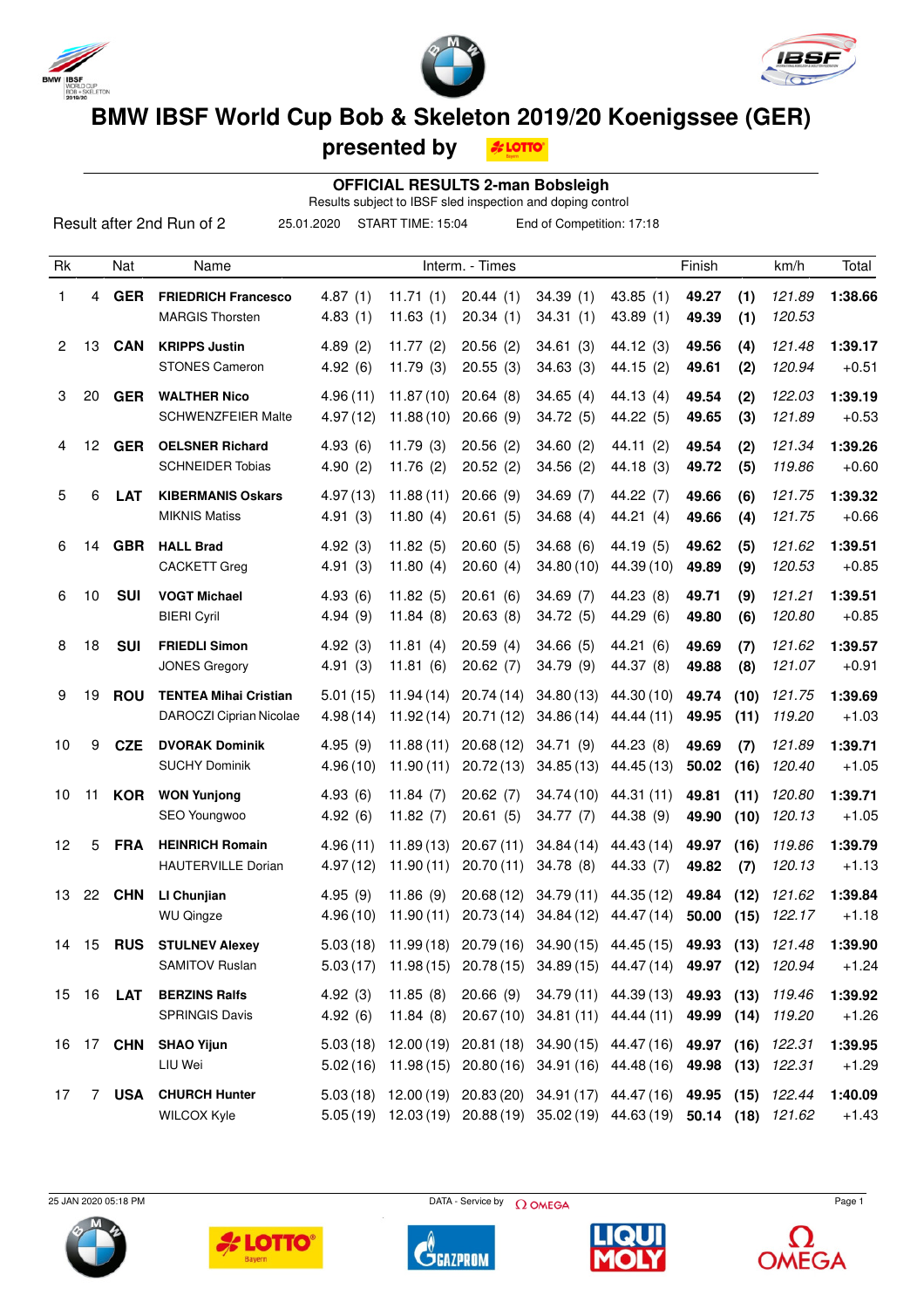# BMW IBSF World Cup Bob & Skeleton 2019/20 Koenigssee (GER)

## presented by LOTTO

### OFFICIAL RESULTS 2-man Bobsleigh

Results subject to IBSF sled inspection and doping control

Result after 2nd Run of 2 &nbsp;&nbsp; 25.01.2020 &nbsp;&nbsp; START TIME: 15:04 &nbsp;&nbsp; End of Competition: 17:18

| Rk | | Nat | Name | Interm. - Times | | | | | Finish | | km/h | Total |
|---|---|---|---|---|---|---|---|---|---|---|---|---|
| 1 | 4 | **GER** | **FRIEDRICH Francesco** | 4.87 (1) | 11.71 (1) | 20.44 (1) | 34.39 (1) | 43.85 (1) | **49.27** | **(1)** | *121.89* | **1:38.66** |
| | | | MARGIS Thorsten | 4.83 (1) | 11.63 (1) | 20.34 (1) | 34.31 (1) | 43.89 (1) | **49.39** | **(1)** | *120.53* | |
| 2 | 13 | **CAN** | **KRIPPS Justin** | 4.89 (2) | 11.77 (2) | 20.56 (2) | 34.61 (3) | 44.12 (3) | **49.56** | **(4)** | *121.48* | **1:39.17** |
| | | | STONES Cameron | 4.92 (6) | 11.79 (3) | 20.55 (3) | 34.63 (3) | 44.15 (2) | **49.61** | **(2)** | *120.94* | +0.51 |
| 3 | 20 | **GER** | **WALTHER Nico** | 4.96 (11) | 11.87 (10) | 20.64 (8) | 34.65 (4) | 44.13 (4) | **49.54** | **(2)** | *122.03* | **1:39.19** |
| | | | SCHWENZFEIER Malte | 4.97 (12) | 11.88 (10) | 20.66 (9) | 34.72 (5) | 44.22 (5) | **49.65** | **(3)** | *121.89* | +0.53 |
| 4 | 12 | **GER** | **OELSNER Richard** | 4.93 (6) | 11.79 (3) | 20.56 (2) | 34.60 (2) | 44.11 (2) | **49.54** | **(2)** | *121.34* | **1:39.26** |
| | | | SCHNEIDER Tobias | 4.90 (2) | 11.76 (2) | 20.52 (2) | 34.56 (2) | 44.18 (3) | **49.72** | **(5)** | *119.86* | +0.60 |
| 5 | 6 | **LAT** | **KIBERMANIS Oskars** | 4.97 (13) | 11.88 (11) | 20.66 (9) | 34.69 (7) | 44.22 (7) | **49.66** | **(6)** | *121.75* | **1:39.32** |
| | | | MIKNIS Matiss | 4.91 (3) | 11.80 (4) | 20.61 (5) | 34.68 (4) | 44.21 (4) | **49.66** | **(4)** | *121.75* | +0.66 |
| 6 | 14 | **GBR** | **HALL Brad** | 4.92 (3) | 11.82 (5) | 20.60 (5) | 34.68 (6) | 44.19 (5) | **49.62** | **(5)** | *121.62* | **1:39.51** |
| | | | CACKETT Greg | 4.91 (3) | 11.80 (4) | 20.60 (4) | 34.80 (10) | 44.39 (10) | **49.89** | **(9)** | *120.53* | +0.85 |
| 6 | 10 | **SUI** | **VOGT Michael** | 4.93 (6) | 11.82 (5) | 20.61 (6) | 34.69 (7) | 44.23 (8) | **49.71** | **(9)** | *121.21* | **1:39.51** |
| | | | BIERI Cyril | 4.94 (9) | 11.84 (8) | 20.63 (8) | 34.72 (5) | 44.29 (6) | **49.80** | **(6)** | *120.80* | +0.85 |
| 8 | 18 | **SUI** | **FRIEDLI Simon** | 4.92 (3) | 11.81 (4) | 20.59 (4) | 34.66 (5) | 44.21 (6) | **49.69** | **(7)** | *121.62* | **1:39.57** |
| | | | JONES Gregory | 4.91 (3) | 11.81 (6) | 20.62 (7) | 34.79 (9) | 44.37 (8) | **49.88** | **(8)** | *121.07* | +0.91 |
| 9 | 19 | **ROU** | **TENTEA Mihai Cristian** | 5.01 (15) | 11.94 (14) | 20.74 (14) | 34.80 (13) | 44.30 (10) | **49.74** | **(10)** | *121.75* | **1:39.69** |
| | | | DAROCZI Ciprian Nicolae | 4.98 (14) | 11.92 (14) | 20.71 (12) | 34.86 (14) | 44.44 (11) | **49.95** | **(11)** | *119.20* | +1.03 |
| 10 | 9 | **CZE** | **DVORAK Dominik** | 4.95 (9) | 11.88 (11) | 20.68 (12) | 34.71 (9) | 44.23 (8) | **49.69** | **(7)** | *121.89* | **1:39.71** |
| | | | SUCHY Dominik | 4.96 (10) | 11.90 (11) | 20.72 (13) | 34.85 (13) | 44.45 (13) | **50.02** | **(16)** | *120.40* | +1.05 |
| 10 | 11 | **KOR** | **WON Yunjong** | 4.93 (6) | 11.84 (7) | 20.62 (7) | 34.74 (10) | 44.31 (11) | **49.81** | **(11)** | *120.80* | **1:39.71** |
| | | | SEO Youngwoo | 4.92 (6) | 11.82 (7) | 20.61 (5) | 34.77 (7) | 44.38 (9) | **49.90** | **(10)** | *120.13* | +1.05 |
| 12 | 5 | **FRA** | **HEINRICH Romain** | 4.96 (11) | 11.89 (13) | 20.67 (11) | 34.84 (14) | 44.43 (14) | **49.97** | **(16)** | *119.86* | **1:39.79** |
| | | | HAUTERVILLE Dorian | 4.97 (12) | 11.90 (11) | 20.70 (11) | 34.78 (8) | 44.33 (7) | **49.82** | **(7)** | *120.13* | +1.13 |
| 13 | 22 | **CHN** | **LI Chunjian** | 4.95 (9) | 11.86 (9) | 20.68 (12) | 34.79 (11) | 44.35 (12) | **49.84** | **(12)** | *121.62* | **1:39.84** |
| | | | WU Qingze | 4.96 (10) | 11.90 (11) | 20.73 (14) | 34.84 (12) | 44.47 (14) | **50.00** | **(15)** | *122.17* | +1.18 |
| 14 | 15 | **RUS** | **STULNEV Alexey** | 5.03 (18) | 11.99 (18) | 20.79 (16) | 34.90 (15) | 44.45 (15) | **49.93** | **(13)** | *121.48* | **1:39.90** |
| | | | SAMITOV Ruslan | 5.03 (17) | 11.98 (15) | 20.78 (15) | 34.89 (15) | 44.47 (14) | **49.97** | **(12)** | *120.94* | +1.24 |
| 15 | 16 | **LAT** | **BERZINS Ralfs** | 4.92 (3) | 11.85 (8) | 20.66 (9) | 34.79 (11) | 44.39 (13) | **49.93** | **(13)** | *119.46* | **1:39.92** |
| | | | SPRINGIS Davis | 4.92 (6) | 11.84 (8) | 20.67 (10) | 34.81 (11) | 44.44 (11) | **49.99** | **(14)** | *119.20* | +1.26 |
| 16 | 17 | **CHN** | **SHAO Yijun** | 5.03 (18) | 12.00 (19) | 20.81 (18) | 34.90 (15) | 44.47 (16) | **49.97** | **(16)** | *122.31* | **1:39.95** |
| | | | LIU Wei | 5.02 (16) | 11.98 (15) | 20.80 (16) | 34.91 (16) | 44.48 (16) | **49.98** | **(13)** | *122.31* | +1.29 |
| 17 | 7 | **USA** | **CHURCH Hunter** | 5.03 (18) | 12.00 (19) | 20.83 (20) | 34.91 (17) | 44.47 (16) | **49.95** | **(15)** | *122.44* | **1:40.09** |
| | | | WILCOX Kyle | 5.05 (19) | 12.03 (19) | 20.88 (19) | 35.02 (19) | 44.63 (19) | **50.14** | **(18)** | *121.62* | +1.43 |

25 JAN 2020 05:18 PM &nbsp;&nbsp; DATA - Service by OMEGA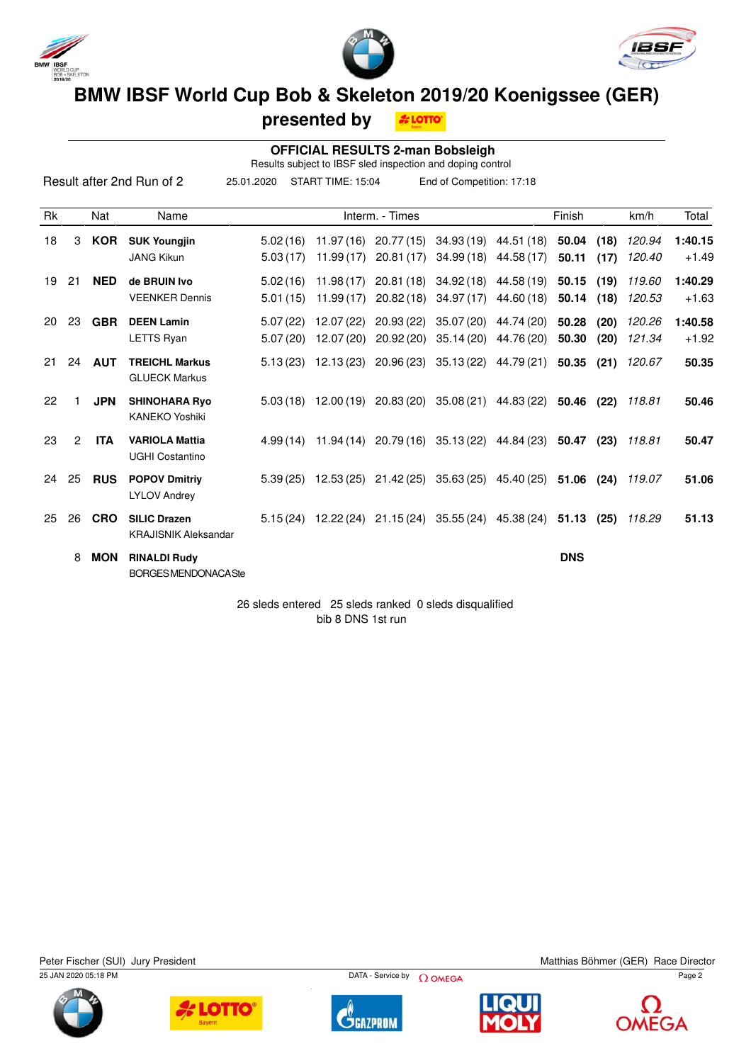# BMW IBSF World Cup Bob & Skeleton 2019/20 Koenigssee (GER)

## presented by LOTTO

### OFFICIAL RESULTS 2-man Bobsleigh

Results subject to IBSF sled inspection and doping control

Result after 2nd Run of 2 | 25.01.2020 | START TIME: 15:04 | End of Competition: 17:18

| Rk | | Nat | Name | Interm. - Times | | | | | Finish | | km/h | Total |
|---|---|---|---|---|---|---|---|---|---|---|---|---|
| 18 | 3 | **KOR** | **SUK Youngjin** | 5.02 (16) | 11.97 (16) | 20.77 (15) | 34.93 (19) | 44.51 (18) | **50.04** | **(18)** | *120.94* | **1:40.15** |
| | | | JANG Kikun | 5.03 (17) | 11.99 (17) | 20.81 (17) | 34.99 (18) | 44.58 (17) | **50.11** | **(17)** | *120.40* | +1.49 |
| 19 | 21 | **NED** | **de BRUIN Ivo** | 5.02 (16) | 11.98 (17) | 20.81 (18) | 34.92 (18) | 44.58 (19) | **50.15** | **(19)** | *119.60* | **1:40.29** |
| | | | VEENKER Dennis | 5.01 (15) | 11.99 (17) | 20.82 (18) | 34.97 (17) | 44.60 (18) | **50.14** | **(18)** | *120.53* | +1.63 |
| 20 | 23 | **GBR** | **DEEN Lamin** | 5.07 (22) | 12.07 (22) | 20.93 (22) | 35.07 (20) | 44.74 (20) | **50.28** | **(20)** | *120.26* | **1:40.58** |
| | | | LETTS Ryan | 5.07 (20) | 12.07 (20) | 20.92 (20) | 35.14 (20) | 44.76 (20) | **50.30** | **(20)** | *121.34* | +1.92 |
| 21 | 24 | **AUT** | **TREICHL Markus** | 5.13 (23) | 12.13 (23) | 20.96 (23) | 35.13 (22) | 44.79 (21) | **50.35** | **(21)** | *120.67* | **50.35** |
| | | | GLUECK Markus | | | | | | | | | |
| 22 | 1 | **JPN** | **SHINOHARA Ryo** | 5.03 (18) | 12.00 (19) | 20.83 (20) | 35.08 (21) | 44.83 (22) | **50.46** | **(22)** | *118.81* | **50.46** |
| | | | KANEKO Yoshiki | | | | | | | | | |
| 23 | 2 | **ITA** | **VARIOLA Mattia** | 4.99 (14) | 11.94 (14) | 20.79 (16) | 35.13 (22) | 44.84 (23) | **50.47** | **(23)** | *118.81* | **50.47** |
| | | | UGHI Costantino | | | | | | | | | |
| 24 | 25 | **RUS** | **POPOV Dmitriy** | 5.39 (25) | 12.53 (25) | 21.42 (25) | 35.63 (25) | 45.40 (25) | **51.06** | **(24)** | *119.07* | **51.06** |
| | | | LYLOV Andrey | | | | | | | | | |
| 25 | 26 | **CRO** | **SILIC Drazen** | 5.15 (24) | 12.22 (24) | 21.15 (24) | 35.55 (24) | 45.38 (24) | **51.13** | **(25)** | *118.29* | **51.13** |
| | | | KRAJISNIK Aleksandar | | | | | | | | | |
| | 8 | **MON** | **RINALDI Rudy** | | | | | | **DNS** | | | |
| | | | BORGES MENDONACA Ste | | | | | | | | | |

26 sleds entered 25 sleds ranked 0 sleds disqualified

bib 8 DNS 1st run

Peter Fischer (SUI) Jury President

Matthias Böhmer (GER) Race Director

25 JAN 2020 05:18 PM

DATA - Service by OMEGA